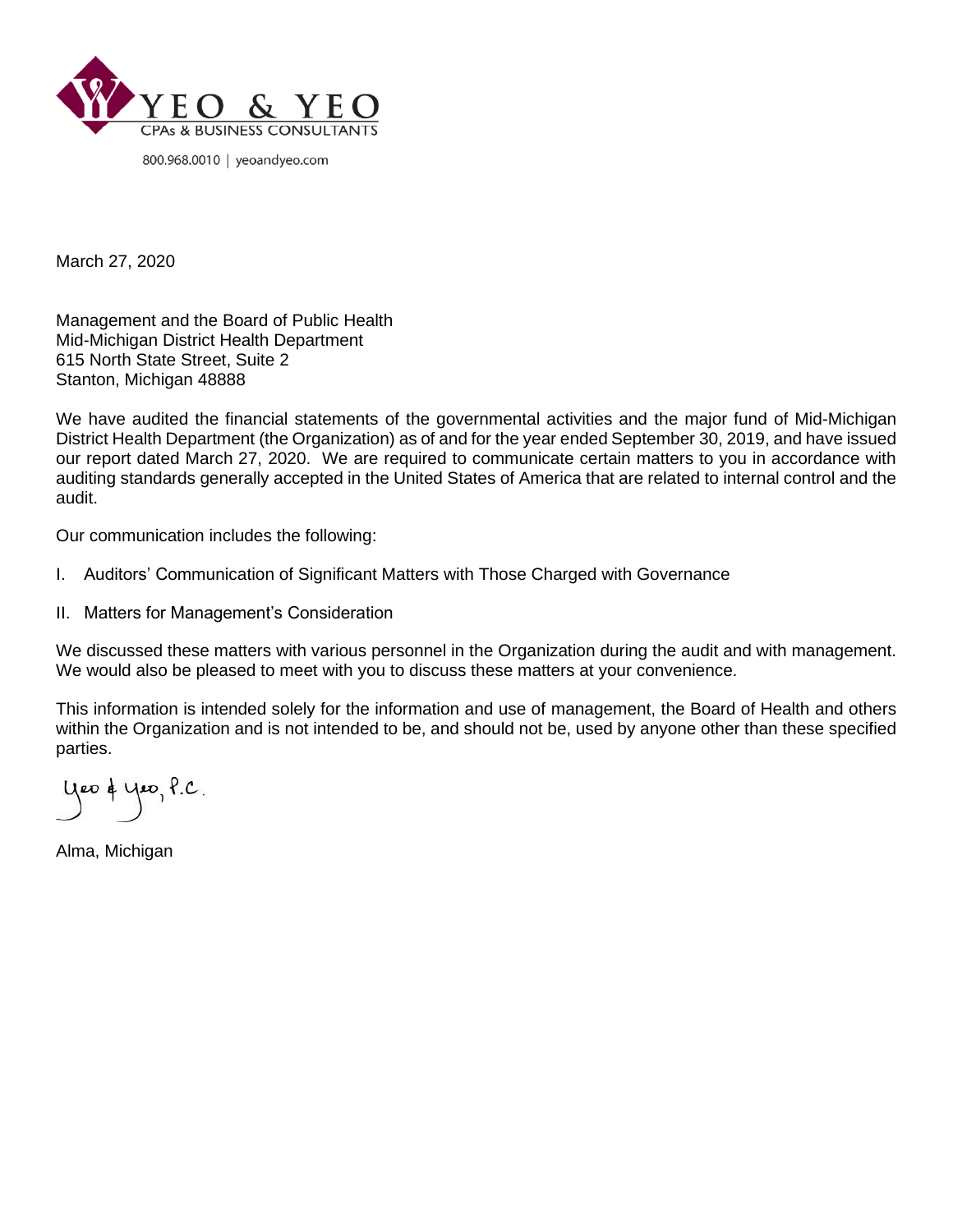YEO & YEO
CPAs & BUSINESS CONSULTANTS

800.968.0010 | yeoandyeo.com

March 27, 2020

Management and the Board of Public Health
Mid-Michigan District Health Department
615 North State Street, Suite 2
Stanton, Michigan 48888

We have audited the financial statements of the governmental activities and the major fund of Mid-Michigan District Health Department (the Organization) as of and for the year ended September 30, 2019, and have issued our report dated March 27, 2020. We are required to communicate certain matters to you in accordance with auditing standards generally accepted in the United States of America that are related to internal control and the audit.

Our communication includes the following:

I. Auditors' Communication of Significant Matters with Those Charged with Governance

II. Matters for Management's Consideration

We discussed these matters with various personnel in the Organization during the audit and with management. We would also be pleased to meet with you to discuss these matters at your convenience.

This information is intended solely for the information and use of management, the Board of Health and others within the Organization and is not intended to be, and should not be, used by anyone other than these specified parties.

Yeo & Yeo, P.C.

Alma, Michigan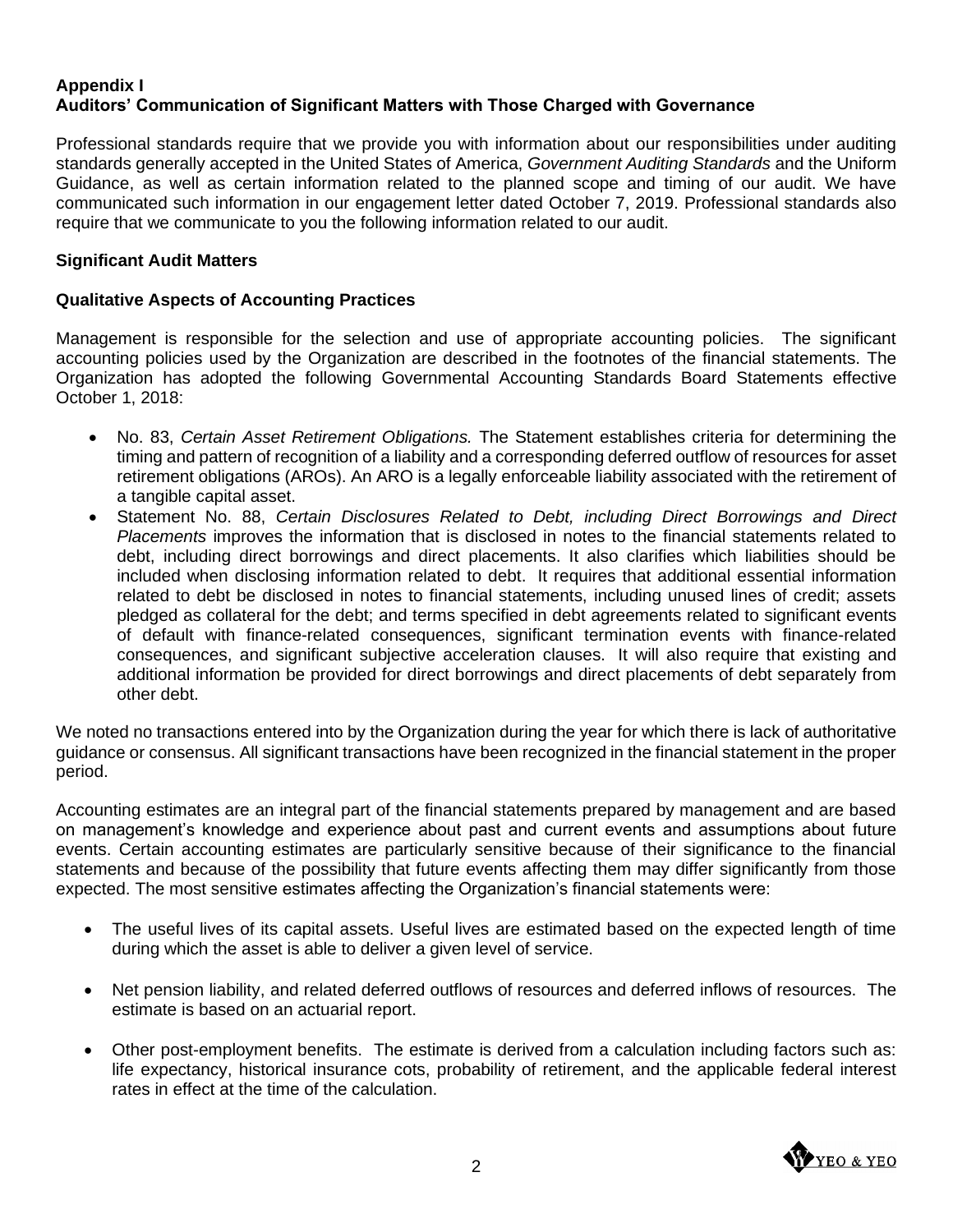**Appendix I**
**Auditors' Communication of Significant Matters with Those Charged with Governance**

Professional standards require that we provide you with information about our responsibilities under auditing standards generally accepted in the United States of America, *Government Auditing Standards* and the Uniform Guidance, as well as certain information related to the planned scope and timing of our audit. We have communicated such information in our engagement letter dated October 7, 2019. Professional standards also require that we communicate to you the following information related to our audit.

**Significant Audit Matters**

**Qualitative Aspects of Accounting Practices**

Management is responsible for the selection and use of appropriate accounting policies. The significant accounting policies used by the Organization are described in the footnotes of the financial statements. The Organization has adopted the following Governmental Accounting Standards Board Statements effective October 1, 2018:

- No. 83, *Certain Asset Retirement Obligations.* The Statement establishes criteria for determining the timing and pattern of recognition of a liability and a corresponding deferred outflow of resources for asset retirement obligations (AROs). An ARO is a legally enforceable liability associated with the retirement of a tangible capital asset.
- Statement No. 88, *Certain Disclosures Related to Debt, including Direct Borrowings and Direct Placements* improves the information that is disclosed in notes to the financial statements related to debt, including direct borrowings and direct placements. It also clarifies which liabilities should be included when disclosing information related to debt. It requires that additional essential information related to debt be disclosed in notes to financial statements, including unused lines of credit; assets pledged as collateral for the debt; and terms specified in debt agreements related to significant events of default with finance-related consequences, significant termination events with finance-related consequences, and significant subjective acceleration clauses. It will also require that existing and additional information be provided for direct borrowings and direct placements of debt separately from other debt.

We noted no transactions entered into by the Organization during the year for which there is lack of authoritative guidance or consensus. All significant transactions have been recognized in the financial statement in the proper period.

Accounting estimates are an integral part of the financial statements prepared by management and are based on management's knowledge and experience about past and current events and assumptions about future events. Certain accounting estimates are particularly sensitive because of their significance to the financial statements and because of the possibility that future events affecting them may differ significantly from those expected. The most sensitive estimates affecting the Organization's financial statements were:

- The useful lives of its capital assets. Useful lives are estimated based on the expected length of time during which the asset is able to deliver a given level of service.

- Net pension liability, and related deferred outflows of resources and deferred inflows of resources. The estimate is based on an actuarial report.

- Other post-employment benefits. The estimate is derived from a calculation including factors such as: life expectancy, historical insurance cots, probability of retirement, and the applicable federal interest rates in effect at the time of the calculation.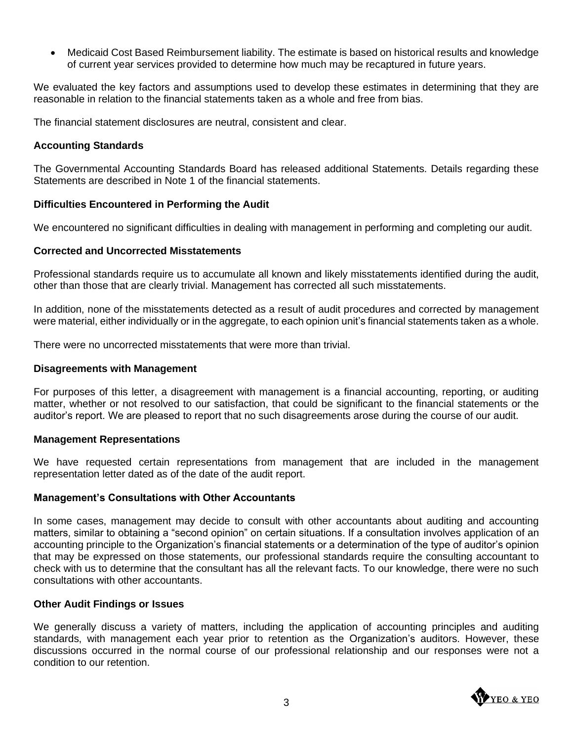- Medicaid Cost Based Reimbursement liability. The estimate is based on historical results and knowledge of current year services provided to determine how much may be recaptured in future years.

We evaluated the key factors and assumptions used to develop these estimates in determining that they are reasonable in relation to the financial statements taken as a whole and free from bias.

The financial statement disclosures are neutral, consistent and clear.

**Accounting Standards**

The Governmental Accounting Standards Board has released additional Statements. Details regarding these Statements are described in Note 1 of the financial statements.

**Difficulties Encountered in Performing the Audit**

We encountered no significant difficulties in dealing with management in performing and completing our audit.

**Corrected and Uncorrected Misstatements**

Professional standards require us to accumulate all known and likely misstatements identified during the audit, other than those that are clearly trivial. Management has corrected all such misstatements.

In addition, none of the misstatements detected as a result of audit procedures and corrected by management were material, either individually or in the aggregate, to each opinion unit's financial statements taken as a whole.

There were no uncorrected misstatements that were more than trivial.

**Disagreements with Management**

For purposes of this letter, a disagreement with management is a financial accounting, reporting, or auditing matter, whether or not resolved to our satisfaction, that could be significant to the financial statements or the auditor's report. We are pleased to report that no such disagreements arose during the course of our audit.

**Management Representations**

We have requested certain representations from management that are included in the management representation letter dated as of the date of the audit report.

**Management's Consultations with Other Accountants**

In some cases, management may decide to consult with other accountants about auditing and accounting matters, similar to obtaining a "second opinion" on certain situations. If a consultation involves application of an accounting principle to the Organization's financial statements or a determination of the type of auditor's opinion that may be expressed on those statements, our professional standards require the consulting accountant to check with us to determine that the consultant has all the relevant facts. To our knowledge, there were no such consultations with other accountants.

**Other Audit Findings or Issues**

We generally discuss a variety of matters, including the application of accounting principles and auditing standards, with management each year prior to retention as the Organization's auditors. However, these discussions occurred in the normal course of our professional relationship and our responses were not a condition to our retention.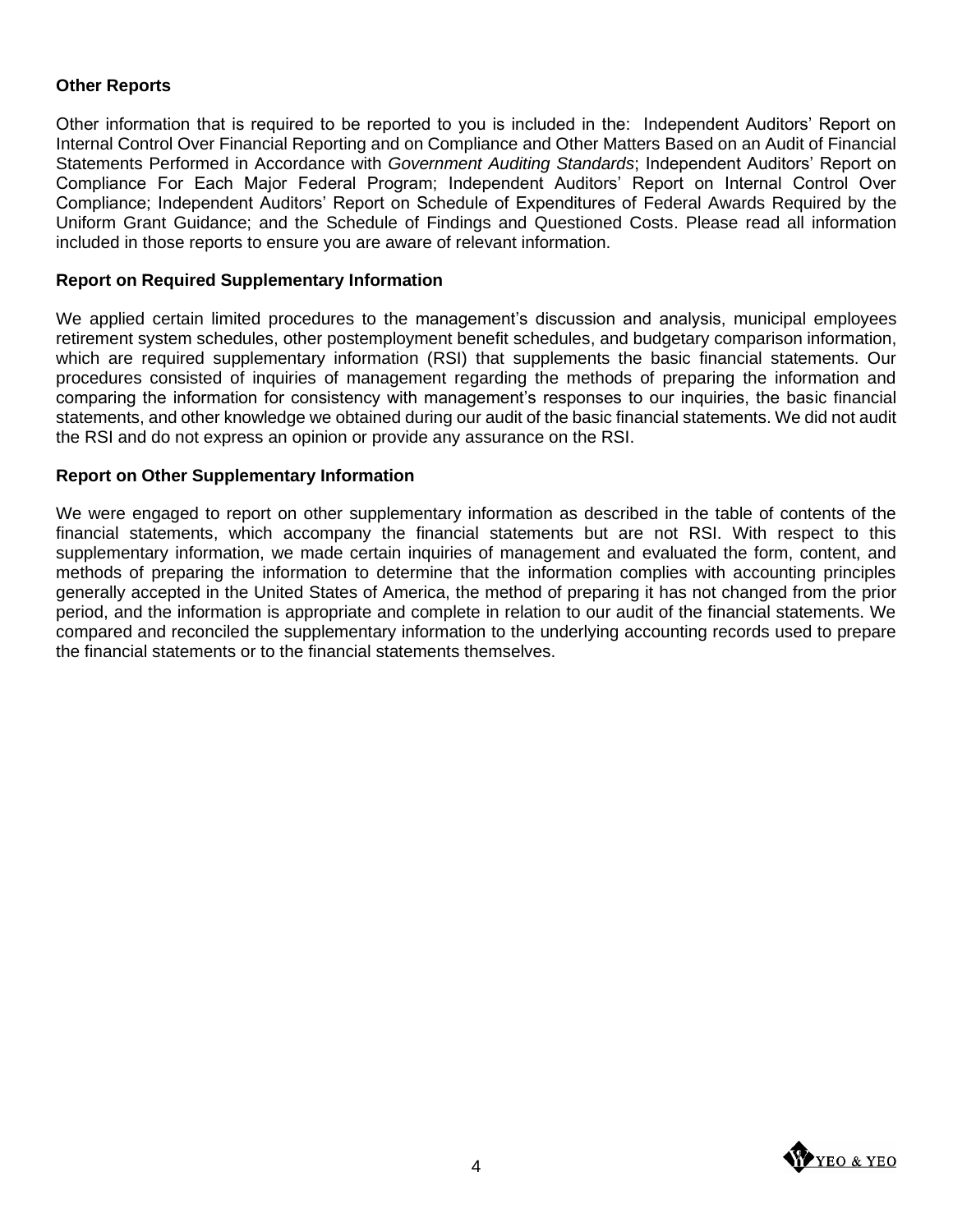**Other Reports**

Other information that is required to be reported to you is included in the: Independent Auditors' Report on Internal Control Over Financial Reporting and on Compliance and Other Matters Based on an Audit of Financial Statements Performed in Accordance with *Government Auditing Standards*; Independent Auditors' Report on Compliance For Each Major Federal Program; Independent Auditors' Report on Internal Control Over Compliance; Independent Auditors' Report on Schedule of Expenditures of Federal Awards Required by the Uniform Grant Guidance; and the Schedule of Findings and Questioned Costs. Please read all information included in those reports to ensure you are aware of relevant information.

**Report on Required Supplementary Information**

We applied certain limited procedures to the management's discussion and analysis, municipal employees retirement system schedules, other postemployment benefit schedules, and budgetary comparison information, which are required supplementary information (RSI) that supplements the basic financial statements. Our procedures consisted of inquiries of management regarding the methods of preparing the information and comparing the information for consistency with management's responses to our inquiries, the basic financial statements, and other knowledge we obtained during our audit of the basic financial statements. We did not audit the RSI and do not express an opinion or provide any assurance on the RSI.

**Report on Other Supplementary Information**

We were engaged to report on other supplementary information as described in the table of contents of the financial statements, which accompany the financial statements but are not RSI. With respect to this supplementary information, we made certain inquiries of management and evaluated the form, content, and methods of preparing the information to determine that the information complies with accounting principles generally accepted in the United States of America, the method of preparing it has not changed from the prior period, and the information is appropriate and complete in relation to our audit of the financial statements. We compared and reconciled the supplementary information to the underlying accounting records used to prepare the financial statements or to the financial statements themselves.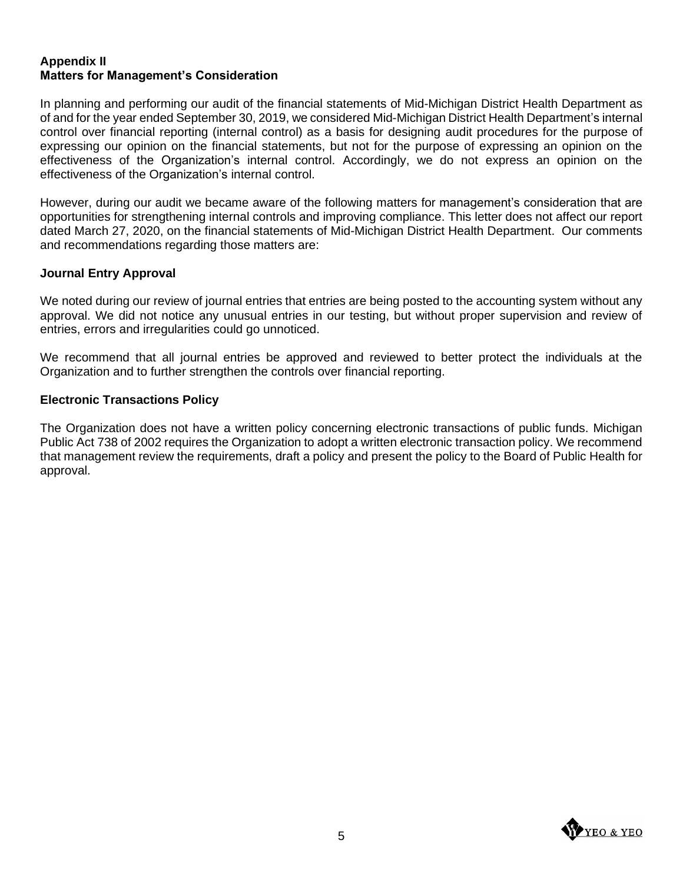**Appendix II**
**Matters for Management's Consideration**

In planning and performing our audit of the financial statements of Mid-Michigan District Health Department as of and for the year ended September 30, 2019, we considered Mid-Michigan District Health Department's internal control over financial reporting (internal control) as a basis for designing audit procedures for the purpose of expressing our opinion on the financial statements, but not for the purpose of expressing an opinion on the effectiveness of the Organization's internal control. Accordingly, we do not express an opinion on the effectiveness of the Organization's internal control.

However, during our audit we became aware of the following matters for management's consideration that are opportunities for strengthening internal controls and improving compliance. This letter does not affect our report dated March 27, 2020, on the financial statements of Mid-Michigan District Health Department. Our comments and recommendations regarding those matters are:

**Journal Entry Approval**

We noted during our review of journal entries that entries are being posted to the accounting system without any approval. We did not notice any unusual entries in our testing, but without proper supervision and review of entries, errors and irregularities could go unnoticed.

We recommend that all journal entries be approved and reviewed to better protect the individuals at the Organization and to further strengthen the controls over financial reporting.

**Electronic Transactions Policy**

The Organization does not have a written policy concerning electronic transactions of public funds. Michigan Public Act 738 of 2002 requires the Organization to adopt a written electronic transaction policy. We recommend that management review the requirements, draft a policy and present the policy to the Board of Public Health for approval.